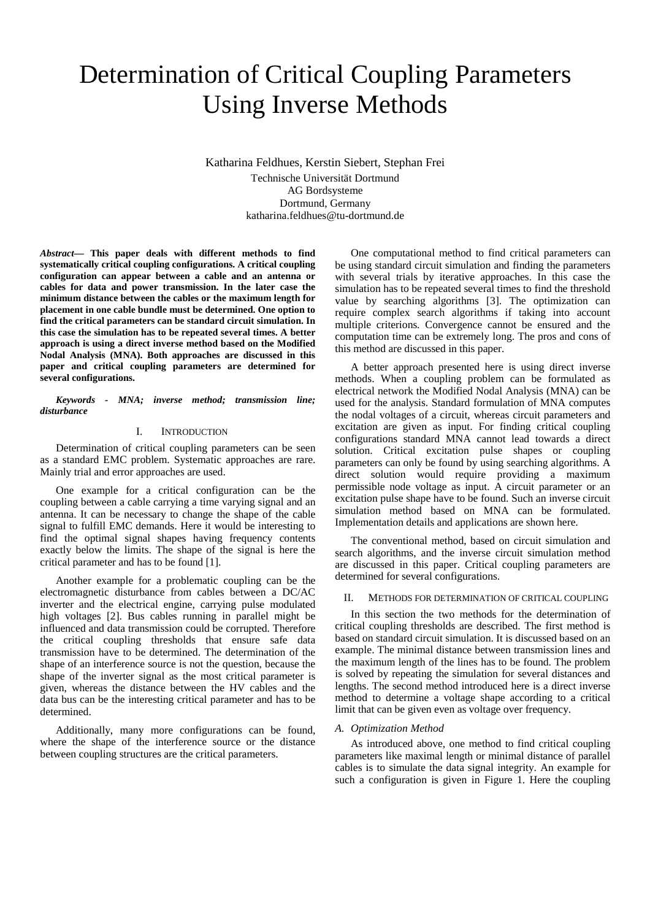# Determination of Critical Coupling Parameters Using Inverse Methods

Katharina Feldhues, Kerstin Siebert, Stephan Frei

Technische Universität Dortmund
AG Bordsysteme
Dortmund, Germany
katharina.feldhues@tu-dortmund.de

***Abstract*— This paper deals with different methods to find systematically critical coupling configurations. A critical coupling configuration can appear between a cable and an antenna or cables for data and power transmission. In the later case the minimum distance between the cables or the maximum length for placement in one cable bundle must be determined. One option to find the critical parameters can be standard circuit simulation. In this case the simulation has to be repeated several times. A better approach is using a direct inverse method based on the Modified Nodal Analysis (MNA). Both approaches are discussed in this paper and critical coupling parameters are determined for several configurations.**

***Keywords - MNA; inverse method; transmission line; disturbance***

## I. Introduction

Determination of critical coupling parameters can be seen as a standard EMC problem. Systematic approaches are rare. Mainly trial and error approaches are used.

One example for a critical configuration can be the coupling between a cable carrying a time varying signal and an antenna. It can be necessary to change the shape of the cable signal to fulfill EMC demands. Here it would be interesting to find the optimal signal shapes having frequency contents exactly below the limits. The shape of the signal is here the critical parameter and has to be found [1].

Another example for a problematic coupling can be the electromagnetic disturbance from cables between a DC/AC inverter and the electrical engine, carrying pulse modulated high voltages [2]. Bus cables running in parallel might be influenced and data transmission could be corrupted. Therefore the critical coupling thresholds that ensure safe data transmission have to be determined. The determination of the shape of an interference source is not the question, because the shape of the inverter signal as the most critical parameter is given, whereas the distance between the HV cables and the data bus can be the interesting critical parameter and has to be determined.

Additionally, many more configurations can be found, where the shape of the interference source or the distance between coupling structures are the critical parameters.

One computational method to find critical parameters can be using standard circuit simulation and finding the parameters with several trials by iterative approaches. In this case the simulation has to be repeated several times to find the threshold value by searching algorithms [3]. The optimization can require complex search algorithms if taking into account multiple criterions. Convergence cannot be ensured and the computation time can be extremely long. The pros and cons of this method are discussed in this paper.

A better approach presented here is using direct inverse methods. When a coupling problem can be formulated as electrical network the Modified Nodal Analysis (MNA) can be used for the analysis. Standard formulation of MNA computes the nodal voltages of a circuit, whereas circuit parameters and excitation are given as input. For finding critical coupling configurations standard MNA cannot lead towards a direct solution. Critical excitation pulse shapes or coupling parameters can only be found by using searching algorithms. A direct solution would require providing a maximum permissible node voltage as input. A circuit parameter or an excitation pulse shape have to be found. Such an inverse circuit simulation method based on MNA can be formulated. Implementation details and applications are shown here.

The conventional method, based on circuit simulation and search algorithms, and the inverse circuit simulation method are discussed in this paper. Critical coupling parameters are determined for several configurations.

## II. Methods for determination of critical coupling

In this section the two methods for the determination of critical coupling thresholds are described. The first method is based on standard circuit simulation. It is discussed based on an example. The minimal distance between transmission lines and the maximum length of the lines has to be found. The problem is solved by repeating the simulation for several distances and lengths. The second method introduced here is a direct inverse method to determine a voltage shape according to a critical limit that can be given even as voltage over frequency.

### A. Optimization Method

As introduced above, one method to find critical coupling parameters like maximal length or minimal distance of parallel cables is to simulate the data signal integrity. An example for such a configuration is given in Figure 1. Here the coupling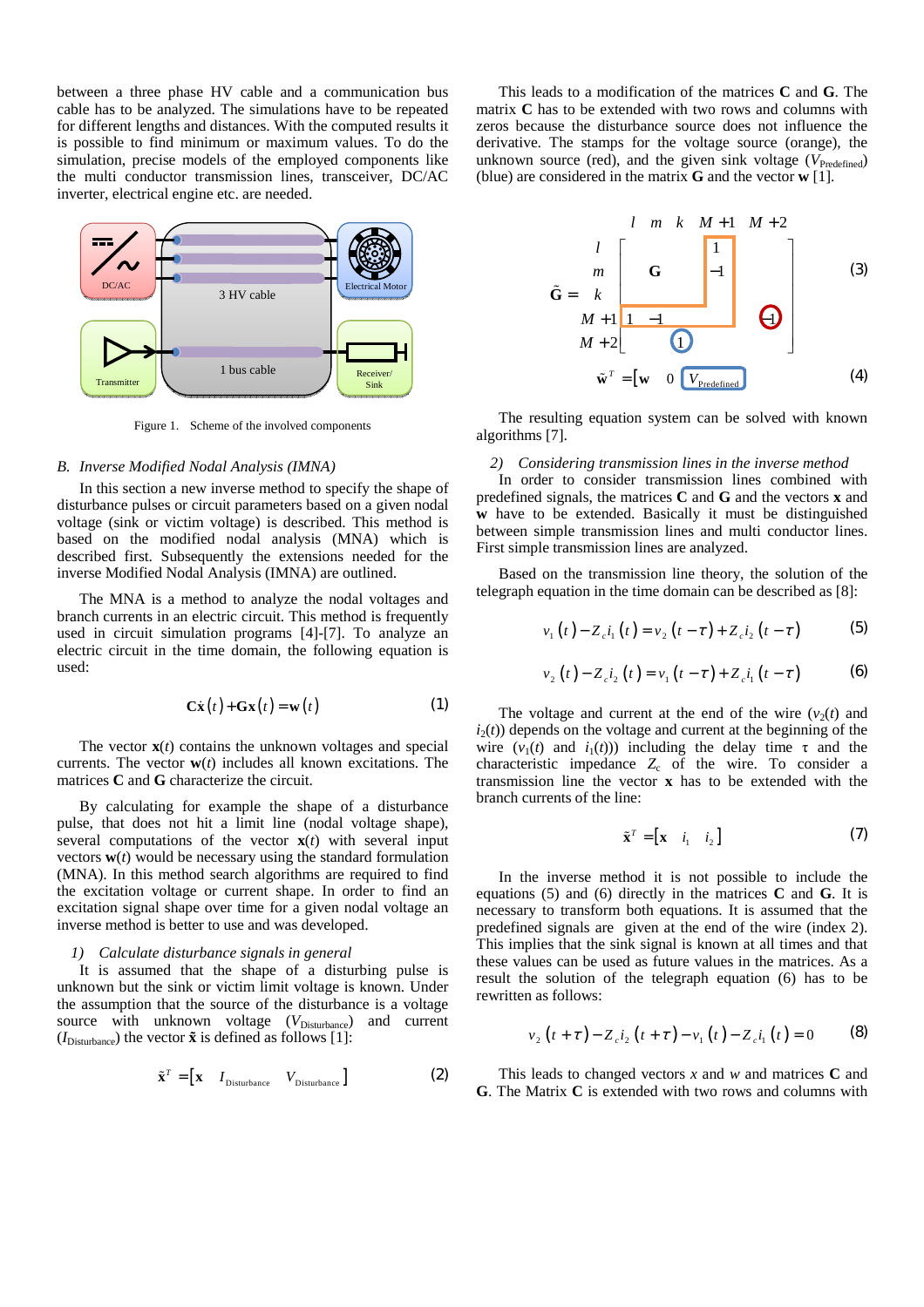between a three phase HV cable and a communication bus cable has to be analyzed. The simulations have to be repeated for different lengths and distances. With the computed results it is possible to find minimum or maximum values. To do the simulation, precise models of the employed components like the multi conductor transmission lines, transceiver, DC/AC inverter, electrical engine etc. are needed.

Figure 1. Scheme of the involved components

### B. *Inverse Modified Nodal Analysis (IMNA)*

In this section a new inverse method to specify the shape of disturbance pulses or circuit parameters based on a given nodal voltage (sink or victim voltage) is described. This method is based on the modified nodal analysis (MNA) which is described first. Subsequently the extensions needed for the inverse Modified Nodal Analysis (IMNA) are outlined.

The MNA is a method to analyze the nodal voltages and branch currents in an electric circuit. This method is frequently used in circuit simulation programs [4]-[7]. To analyze an electric circuit in the time domain, the following equation is used:

$$\mathbf{C}\dot{\mathbf{x}}(t)+\mathbf{G}\mathbf{x}(t)=\mathbf{w}(t) \tag{1}$$

The vector $\mathbf{x}(t)$ contains the unknown voltages and special currents. The vector $\mathbf{w}(t)$ includes all known excitations. The matrices **C** and **G** characterize the circuit.

By calculating for example the shape of a disturbance pulse, that does not hit a limit line (nodal voltage shape), several computations of the vector $\mathbf{x}(t)$ with several input vectors $\mathbf{w}(t)$ would be necessary using the standard formulation (MNA). In this method search algorithms are required to find the excitation voltage or current shape. In order to find an excitation signal shape over time for a given nodal voltage an inverse method is better to use and was developed.

*1) Calculate disturbance signals in general*

It is assumed that the shape of a disturbing pulse is unknown but the sink or victim limit voltage is known. Under the assumption that the source of the disturbance is a voltage source with unknown voltage ($V_{\text{Disturbance}}$) and current ($I_{\text{Disturbance}}$) the vector $\tilde{\mathbf{x}}$ is defined as follows [1]:

$$\tilde{\mathbf{x}}^T=\begin{bmatrix}\mathbf{x} & I_{\text{Disturbance}} & V_{\text{Disturbance}}\end{bmatrix} \tag{2}$$

This leads to a modification of the matrices **C** and **G**. The matrix **C** has to be extended with two rows and columns with zeros because the disturbance source does not influence the derivative. The stamps for the voltage source (orange), the unknown source (red), and the given sink voltage ($V_{\text{Predefined}}$) (blue) are considered in the matrix **G** and the vector **w** [1].

$$\tilde{\mathbf{G}}=\begin{array}{c} \\ l \\ m \\ k \\ M+1 \\ M+2 \end{array}\begin{array}{c} l \quad m \quad k \quad M+1 \quad M+2 \\ \left[\begin{array}{ccccc} & & & 1 & \\ & \mathbf{G} & & -1 & \\ & & & & \\ 1 & -1 & & & -1 \\ & & 1 & & \end{array}\right]\end{array} \tag{3}$$

$$\tilde{\mathbf{w}}^T=\begin{bmatrix}\mathbf{w} & 0 & V_{\text{Predefined}}\end{bmatrix} \tag{4}$$

The resulting equation system can be solved with known algorithms [7].

*2) Considering transmission lines in the inverse method*

In order to consider transmission lines combined with predefined signals, the matrices **C** and **G** and the vectors **x** and **w** have to be extended. Basically it must be distinguished between simple transmission lines and multi conductor lines. First simple transmission lines are analyzed.

Based on the transmission line theory, the solution of the telegraph equation in the time domain can be described as [8]:

$$v_1(t)-Z_c i_1(t)=v_2(t-\tau)+Z_c i_2(t-\tau) \tag{5}$$

$$v_2(t)-Z_c i_2(t)=v_1(t-\tau)+Z_c i_1(t-\tau) \tag{6}$$

The voltage and current at the end of the wire ($v_2(t)$ and $i_2(t)$) depends on the voltage and current at the beginning of the wire ($v_1(t)$ and $i_1(t)$) including the delay time $\tau$ and the characteristic impedance $Z_c$ of the wire. To consider a transmission line the vector **x** has to be extended with the branch currents of the line:

$$\tilde{\mathbf{x}}^T=\begin{bmatrix}\mathbf{x} & i_1 & i_2\end{bmatrix} \tag{7}$$

In the inverse method it is not possible to include the equations (5) and (6) directly in the matrices **C** and **G**. It is necessary to transform both equations. It is assumed that the predefined signals are given at the end of the wire (index 2). This implies that the sink signal is known at all times and that these values can be used as future values in the matrices. As a result the solution of the telegraph equation (6) has to be rewritten as follows:

$$v_2(t+\tau)-Z_c i_2(t+\tau)-v_1(t)-Z_c i_1(t)=0 \tag{8}$$

This leads to changed vectors $x$ and $w$ and matrices **C** and **G**. The Matrix **C** is extended with two rows and columns with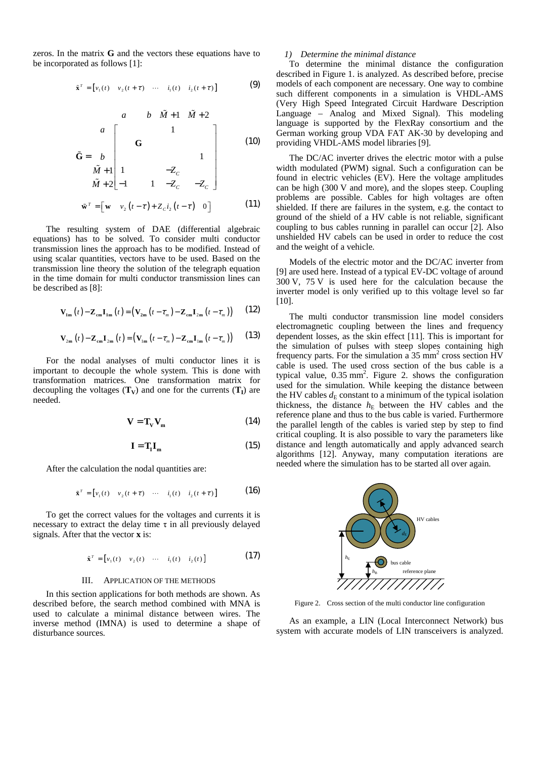zeros. In the matrix **G** and the vectors these equations have to be incorporated as follows [1]:

$$\tilde{\mathbf{x}}^T = [v_1(t) \quad v_2(t+\tau) \quad \cdots \quad i_1(t) \quad i_2(t+\tau)] \tag{9}$$

$$\tilde{\mathbf{G}} = \begin{array}{c} \\ a \\ \\ b \\ \tilde{M}+1 \\ \tilde{M}+2 \end{array} \begin{array}{c} \begin{array}{cccc} a & b & \tilde{M}+1 & \tilde{M}+2 \end{array} \\ \left[ \begin{array}{cccc} & & 1 & \\ & \mathbf{G} & & \\ & & & 1 \\ 1 & & -Z_C & \\ -1 & 1 & -Z_C & -Z_C \end{array} \right] \end{array} \tag{10}$$

$$\tilde{\mathbf{w}}^T = \left[ \mathbf{w} \quad v_2(t-\tau) + Z_C i_2(t-\tau) \quad 0 \right] \tag{11}$$

The resulting system of DAE (differential algebraic equations) has to be solved. To consider multi conductor transmission lines the approach has to be modified. Instead of using scalar quantities, vectors have to be used. Based on the transmission line theory the solution of the telegraph equation in the time domain for multi conductor transmission lines can be described as [8]:

$$\mathbf{V_{1m}}(t) - \mathbf{Z_{cm}} \mathbf{I_{1m}}(t) = \left( \mathbf{V_{2m}}(t-\tau_m) - \mathbf{Z_{cm}} \mathbf{I_{2m}}(t-\tau_m) \right) \tag{12}$$

$$\mathbf{V_{2m}}(t) - \mathbf{Z_{cm}} \mathbf{I_{2m}}(t) = \left( \mathbf{V_{1m}}(t-\tau_m) - \mathbf{Z_{cm}} \mathbf{I_{1m}}(t-\tau_m) \right) \tag{13}$$

For the nodal analyses of multi conductor lines it is important to decouple the whole system. This is done with transformation matrices. One transformation matrix for decoupling the voltages ($\mathbf{T_V}$) and one for the currents ($\mathbf{T_I}$) are needed.

$$\mathbf{V} = \mathbf{T_V} \mathbf{V_m} \tag{14}$$

$$\mathbf{I} = \mathbf{T_I} \mathbf{I_m} \tag{15}$$

After the calculation the nodal quantities are:

$$\tilde{\mathbf{x}}^T = [v_1(t) \quad v_2(t+\tau) \quad \cdots \quad i_1(t) \quad i_2(t+\tau)] \tag{16}$$

To get the correct values for the voltages and currents it is necessary to extract the delay time τ in all previously delayed signals. After that the vector **x** is:

$$\tilde{\mathbf{x}}^T = [v_1(t) \quad v_2(t) \quad \cdots \quad i_1(t) \quad i_2(t)] \tag{17}$$

## III. Application of the Methods

In this section applications for both methods are shown. As described before, the search method combined with MNA is used to calculate a minimal distance between wires. The inverse method (IMNA) is used to determine a shape of disturbance sources.

### *1) Determine the minimal distance*

To determine the minimal distance the configuration described in Figure 1. is analyzed. As described before, precise models of each component are necessary. One way to combine such different components in a simulation is VHDL-AMS (Very High Speed Integrated Circuit Hardware Description Language – Analog and Mixed Signal). This modeling language is supported by the FlexRay consortium and the German working group VDA FAT AK-30 by developing and providing VHDL-AMS model libraries [9].

The DC/AC inverter drives the electric motor with a pulse width modulated (PWM) signal. Such a configuration can be found in electric vehicles (EV). Here the voltage amplitudes can be high (300 V and more), and the slopes steep. Coupling problems are possible. Cables for high voltages are often shielded. If there are failures in the system, e.g. the contact to ground of the shield of a HV cable is not reliable, significant coupling to bus cables running in parallel can occur [2]. Also unshielded HV cabels can be used in order to reduce the cost and the weight of a vehicle.

Models of the electric motor and the DC/AC inverter from [9] are used here. Instead of a typical EV-DC voltage of around 300 V, 75 V is used here for the calculation because the inverter model is only verified up to this voltage level so far [10].

The multi conductor transmission line model considers electromagnetic coupling between the lines and frequency dependent losses, as the skin effect [11]. This is important for the simulation of pulses with steep slopes containing high frequency parts. For the simulation a 35 mm² cross section HV cable is used. The used cross section of the bus cable is a typical value, 0.35 mm². Figure 2. shows the configuration used for the simulation. While keeping the distance between the HV cables $d_E$ constant to a minimum of the typical isolation thickness, the distance $h_E$ between the HV cables and the reference plane and thus to the bus cable is varied. Furthermore the parallel length of the cables is varied step by step to find critical coupling. It is also possible to vary the parameters like distance and length automatically and apply advanced search algorithms [12]. Anyway, many computation iterations are needed where the simulation has to be started all over again.

Figure 2. Cross section of the multi conductor line configuration

As an example, a LIN (Local Interconnect Network) bus system with accurate models of LIN transceivers is analyzed.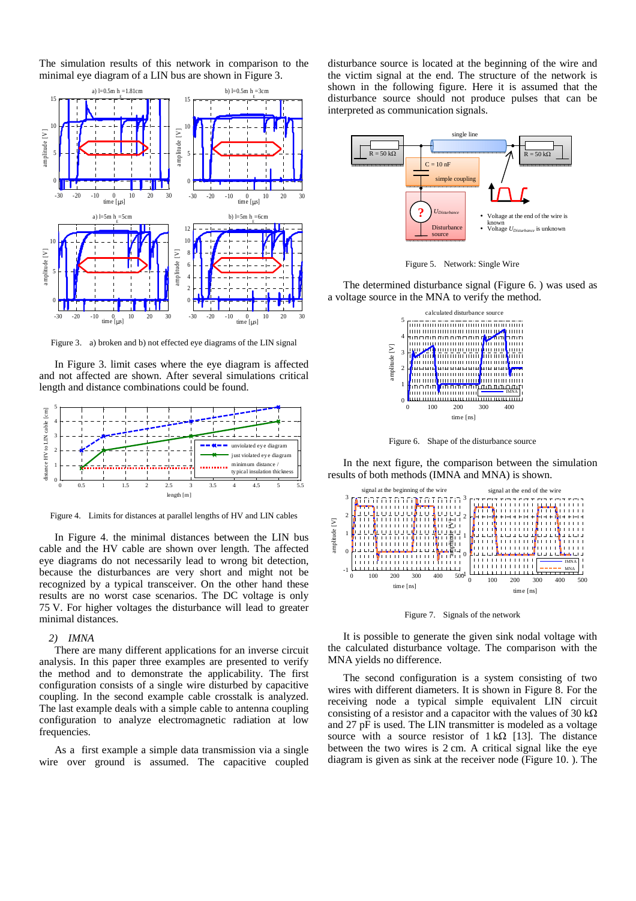The simulation results of this network in comparison to the minimal eye diagram of a LIN bus are shown in Figure 3.

Figure 3. a) broken and b) not effected eye diagrams of the LIN signal

In Figure 3. limit cases where the eye diagram is affected and not affected are shown. After several simulations critical length and distance combinations could be found.

Figure 4. Limits for distances at parallel lengths of HV and LIN cables

In Figure 4. the minimal distances between the LIN bus cable and the HV cable are shown over length. The affected eye diagrams do not necessarily lead to wrong bit detection, because the disturbances are very short and might not be recognized by a typical transceiver. On the other hand these results are no worst case scenarios. The DC voltage is only 75 V. For higher voltages the disturbance will lead to greater minimal distances.

*2) IMNA*

There are many different applications for an inverse circuit analysis. In this paper three examples are presented to verify the method and to demonstrate the applicability. The first configuration consists of a single wire disturbed by capacitive coupling. In the second example cable crosstalk is analyzed. The last example deals with a simple cable to antenna coupling configuration to analyze electromagnetic radiation at low frequencies.

As a first example a simple data transmission via a single wire over ground is assumed. The capacitive coupled disturbance source is located at the beginning of the wire and the victim signal at the end. The structure of the network is shown in the following figure. Here it is assumed that the disturbance source should not produce pulses that can be interpreted as communication signals.

Figure 5. Network: Single Wire

The determined disturbance signal (Figure 6. ) was used as a voltage source in the MNA to verify the method.

Figure 6. Shape of the disturbance source

In the next figure, the comparison between the simulation results of both methods (IMNA and MNA) is shown.

Figure 7. Signals of the network

It is possible to generate the given sink nodal voltage with the calculated disturbance voltage. The comparison with the MNA yields no difference.

The second configuration is a system consisting of two wires with different diameters. It is shown in Figure 8. For the receiving node a typical simple equivalent LIN circuit consisting of a resistor and a capacitor with the values of 30 kΩ and 27 pF is used. The LIN transmitter is modeled as a voltage source with a source resistor of 1 kΩ [13]. The distance between the two wires is 2 cm. A critical signal like the eye diagram is given as sink at the receiver node (Figure 10. ). The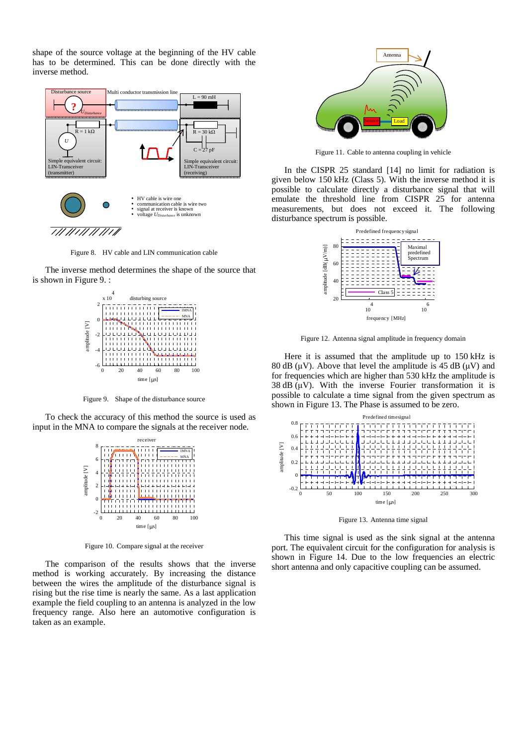shape of the source voltage at the beginning of the HV cable has to be determined. This can be done directly with the inverse method.

Figure 8. HV cable and LIN communication cable

The inverse method determines the shape of the source that is shown in Figure 9. :

Figure 9. Shape of the disturbance source

To check the accuracy of this method the source is used as input in the MNA to compare the signals at the receiver node.

Figure 10. Compare signal at the receiver

The comparison of the results shows that the inverse method is working accurately. By increasing the distance between the wires the amplitude of the disturbance signal is rising but the rise time is nearly the same. As a last application example the field coupling to an antenna is analyzed in the low frequency range. Also here an automotive configuration is taken as an example.

Figure 11. Cable to antenna coupling in vehicle

In the CISPR 25 standard [14] no limit for radiation is given below 150 kHz (Class 5). With the inverse method it is possible to calculate directly a disturbance signal that will emulate the threshold line from CISPR 25 for antenna measurements, but does not exceed it. The following disturbance spectrum is possible.

Figure 12. Antenna signal amplitude in frequency domain

Here it is assumed that the amplitude up to 150 kHz is 80 dB (μV). Above that level the amplitude is 45 dB (μV) and for frequencies which are higher than 530 kHz the amplitude is 38 dB (μV). With the inverse Fourier transformation it is possible to calculate a time signal from the given spectrum as shown in Figure 13. The Phase is assumed to be zero.

Figure 13. Antenna time signal

This time signal is used as the sink signal at the antenna port. The equivalent circuit for the configuration for analysis is shown in Figure 14. Due to the low frequencies an electric short antenna and only capacitive coupling can be assumed.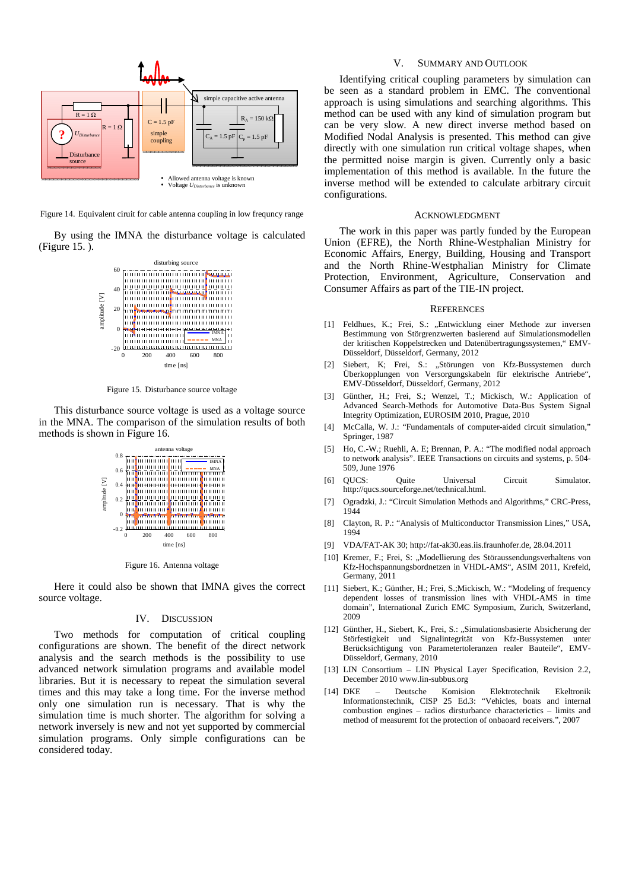R = 1 Ω

R = 1 Ω

?

$U_{Disturbance}$

Disturbance source

C = 1.5 pF

simple coupling

simple capacitive active antenna

$R_A$ = 150 kΩ

$C_A$ = 1.5 pF

$C_p$ = 1.5 pF

- Allowed antenna voltage is known
- Voltage $U_{Disturbance}$ is unknown

Figure 14. Equivalent ciruit for cable antenna coupling in low frequncy range

By using the IMNA the disturbance voltage is calculated (Figure 15. ).

disturbing source

amplitude [V]

60
40
20
0
-20

0 200 400 600 800

time [ns]

IMNA
MNA

Figure 15. Disturbance source voltage

This disturbance source voltage is used as a voltage source in the MNA. The comparison of the simulation results of both methods is shown in Figure 16.

antenna voltage

amplitude [V]

0.8
0.6
0.4
0.2
0
-0.2

0 200 400 600 800

time [ns]

IMNA
MNA

Figure 16. Antenna voltage

Here it could also be shown that IMNA gives the correct source voltage.

## IV. Discussion

Two methods for computation of critical coupling configurations are shown. The benefit of the direct network analysis and the search methods is the possibility to use advanced network simulation programs and available model libraries. But it is necessary to repeat the simulation several times and this may take a long time. For the inverse method only one simulation run is necessary. That is why the simulation time is much shorter. The algorithm for solving a network inversely is new and not yet supported by commercial simulation programs. Only simple configurations can be considered today.

## V. Summary and Outlook

Identifying critical coupling parameters by simulation can be seen as a standard problem in EMC. The conventional approach is using simulations and searching algorithms. This method can be used with any kind of simulation program but can be very slow. A new direct inverse method based on Modified Nodal Analysis is presented. This method can give directly with one simulation run critical voltage shapes, when the permitted noise margin is given. Currently only a basic implementation of this method is available. In the future the inverse method will be extended to calculate arbitrary circuit configurations.

## Acknowledgement

The work in this paper was partly funded by the European Union (EFRE), the North Rhine-Westphalian Ministry for Economic Affairs, Energy, Building, Housing and Transport and the North Rhine-Westphalian Ministry for Climate Protection, Environment, Agriculture, Conservation and Consumer Affairs as part of the TIE-IN project.

## References

[1] Feldhues, K.; Frei, S.: „Entwicklung einer Methode zur inversen Bestimmung von Störgrenzwerten basierend auf Simulationsmodellen der kritischen Koppelstrecken und Datenübertragungssystemen," EMV-Düsseldorf, Düsseldorf, Germany, 2012

[2] Siebert, K; Frei, S.: „Störungen von Kfz-Bussystemen durch Überkopplungen von Versorgungskabeln für elektrische Antriebe", EMV-Düsseldorf, Düsseldorf, Germany, 2012

[3] Günther, H.; Frei, S.; Wenzel, T.; Mickisch, W.: Application of Advanced Search-Methods for Automotive Data-Bus System Signal Integrity Optimization, EUROSIM 2010, Prague, 2010

[4] McCalla, W. J.: "Fundamentals of computer-aided circuit simulation," Springer, 1987

[5] Ho, C.-W.; Ruehli, A. E; Brennan, P. A.: "The modified nodal approach to network analysis". IEEE Transactions on circuits and systems, p. 504-509, June 1976

[6] QUCS: Quite Universal Circuit Simulator. http://qucs.sourceforge.net/technical.html.

[7] Ogradzki, J.: "Circuit Simulation Methods and Algorithms," CRC-Press, 1944

[8] Clayton, R. P.: "Analysis of Multiconductor Transmission Lines," USA, 1994

[9] VDA/FAT-AK 30; http://fat-ak30.eas.iis.fraunhofer.de, 28.04.2011

[10] Kremer, F.; Frei, S: „Modellierung des Störaussendungsverhaltens von Kfz-Hochspannungsbordnetzen in VHDL-AMS", ASIM 2011, Krefeld, Germany, 2011

[11] Siebert, K.; Günther, H.; Frei, S.;Mickisch, W.: "Modeling of frequency dependent losses of transmission lines with VHDL-AMS in time domain", International Zurich EMC Symposium, Zurich, Switzerland, 2009

[12] Günther, H., Siebert, K., Frei, S.: „Simulationsbasierte Absicherung der Störfestigkeit und Signalintegrität von Kfz-Bussystemen unter Berücksichtigung von Parametertoleranzen realer Bauteile", EMV-Düsseldorf, Germany, 2010

[13] LIN Consortium – LIN Physical Layer Specification, Revision 2.2, December 2010 www.lin-subbus.org

[14] DKE – Deutsche Komision Elektrotechnik Ekeltronik Informationstechnik, CISP 25 Ed.3: "Vehicles, boats and internal combustion engines – radios dirsturbance characterictics – limits and method of measuremt fot the protection of onbaoard receivers.", 2007